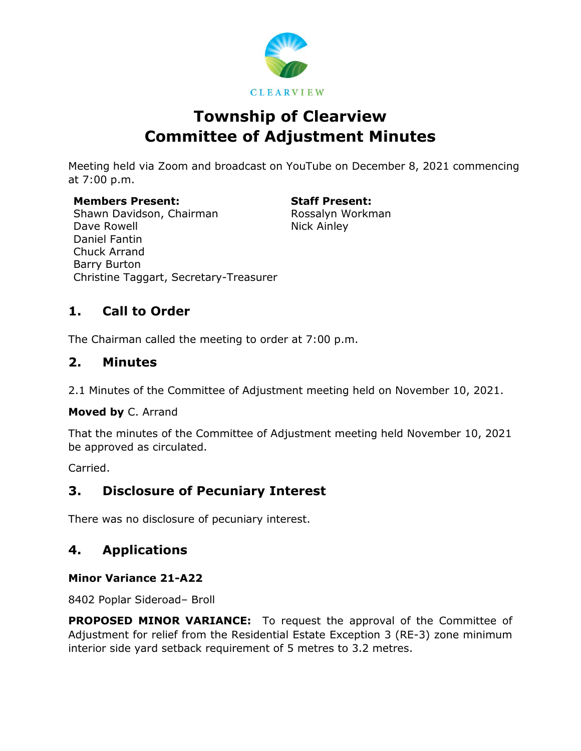CLEARVIEW

# Township of Clearview
# Committee of Adjustment Minutes

Meeting held via Zoom and broadcast on YouTube on December 8, 2021 commencing at 7:00 p.m.

**Members Present:**
Shawn Davidson, Chairman
Dave Rowell
Daniel Fantin
Chuck Arrand
Barry Burton
Christine Taggart, Secretary-Treasurer

**Staff Present:**
Rossalyn Workman
Nick Ainley

## 1. Call to Order

The Chairman called the meeting to order at 7:00 p.m.

## 2. Minutes

2.1 Minutes of the Committee of Adjustment meeting held on November 10, 2021.

**Moved by** C. Arrand

That the minutes of the Committee of Adjustment meeting held November 10, 2021 be approved as circulated.

Carried.

## 3. Disclosure of Pecuniary Interest

There was no disclosure of pecuniary interest.

## 4. Applications

### Minor Variance 21-A22

8402 Poplar Sideroad– Broll

**PROPOSED MINOR VARIANCE:** To request the approval of the Committee of Adjustment for relief from the Residential Estate Exception 3 (RE-3) zone minimum interior side yard setback requirement of 5 metres to 3.2 metres.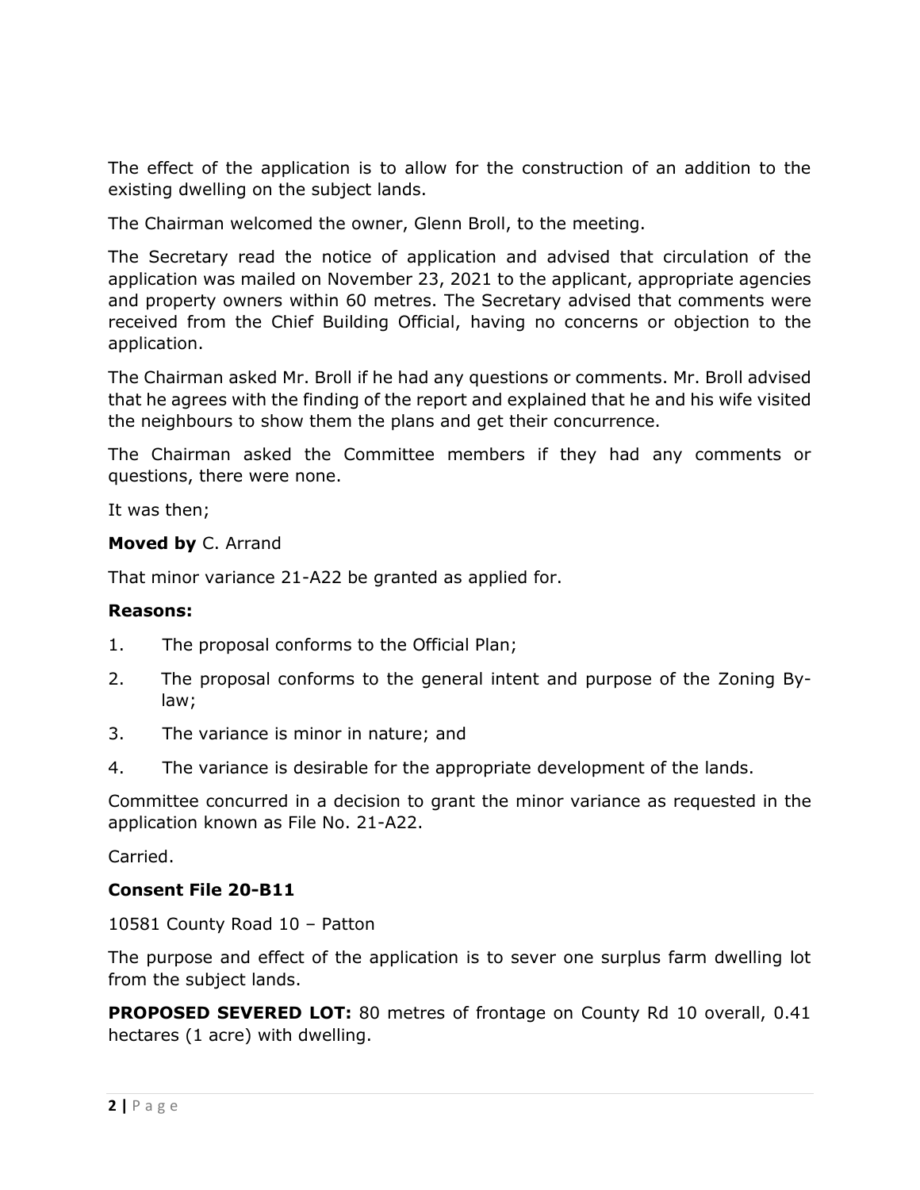The effect of the application is to allow for the construction of an addition to the existing dwelling on the subject lands.

The Chairman welcomed the owner, Glenn Broll, to the meeting.

The Secretary read the notice of application and advised that circulation of the application was mailed on November 23, 2021 to the applicant, appropriate agencies and property owners within 60 metres. The Secretary advised that comments were received from the Chief Building Official, having no concerns or objection to the application.

The Chairman asked Mr. Broll if he had any questions or comments. Mr. Broll advised that he agrees with the finding of the report and explained that he and his wife visited the neighbours to show them the plans and get their concurrence.

The Chairman asked the Committee members if they had any comments or questions, there were none.

It was then;

**Moved by** C. Arrand

That minor variance 21-A22 be granted as applied for.

**Reasons:**

1. The proposal conforms to the Official Plan;
2. The proposal conforms to the general intent and purpose of the Zoning By-law;
3. The variance is minor in nature; and
4. The variance is desirable for the appropriate development of the lands.

Committee concurred in a decision to grant the minor variance as requested in the application known as File No. 21-A22.

Carried.

**Consent File 20-B11**

10581 County Road 10 – Patton

The purpose and effect of the application is to sever one surplus farm dwelling lot from the subject lands.

**PROPOSED SEVERED LOT:** 80 metres of frontage on County Rd 10 overall, 0.41 hectares (1 acre) with dwelling.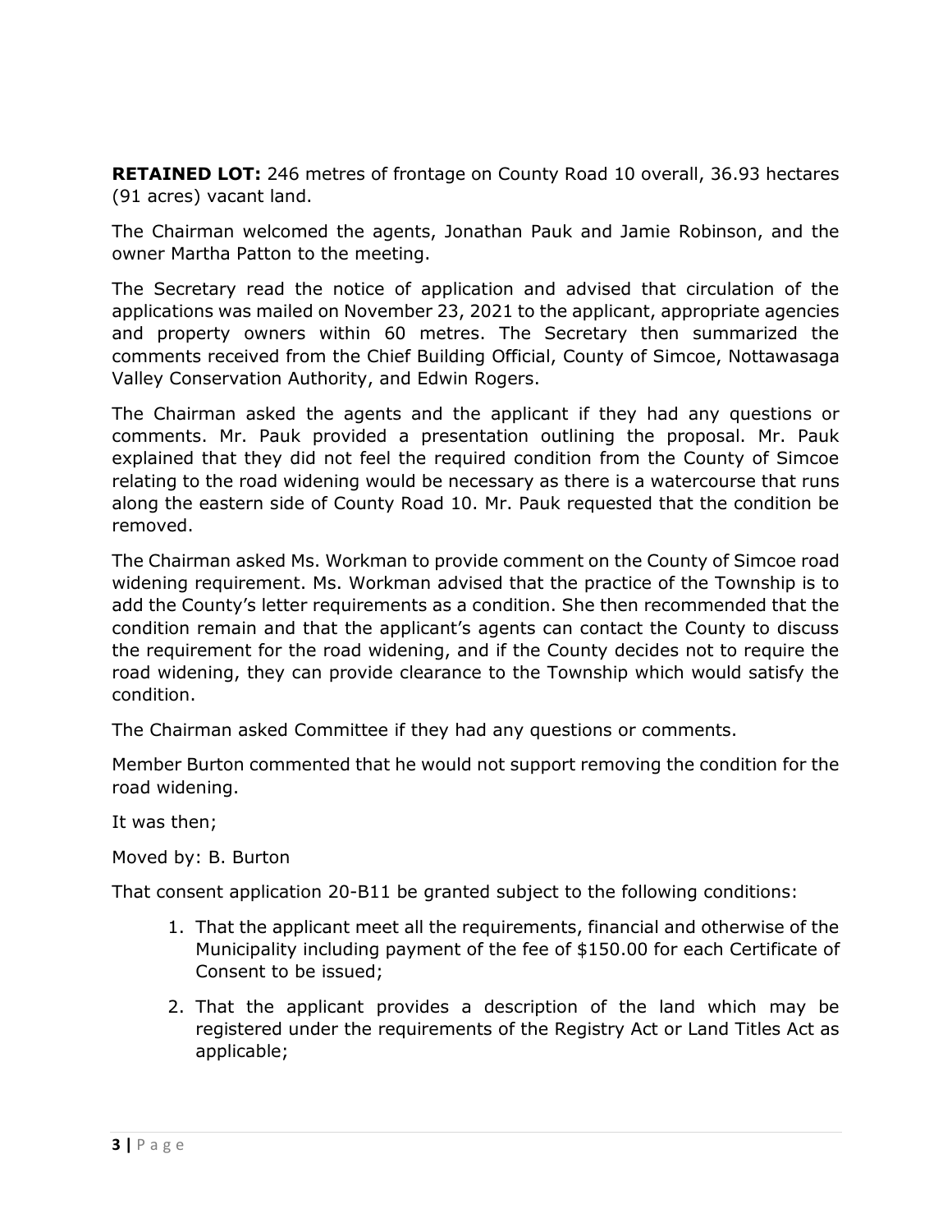**RETAINED LOT:** 246 metres of frontage on County Road 10 overall, 36.93 hectares (91 acres) vacant land.

The Chairman welcomed the agents, Jonathan Pauk and Jamie Robinson, and the owner Martha Patton to the meeting.

The Secretary read the notice of application and advised that circulation of the applications was mailed on November 23, 2021 to the applicant, appropriate agencies and property owners within 60 metres. The Secretary then summarized the comments received from the Chief Building Official, County of Simcoe, Nottawasaga Valley Conservation Authority, and Edwin Rogers.

The Chairman asked the agents and the applicant if they had any questions or comments. Mr. Pauk provided a presentation outlining the proposal. Mr. Pauk explained that they did not feel the required condition from the County of Simcoe relating to the road widening would be necessary as there is a watercourse that runs along the eastern side of County Road 10. Mr. Pauk requested that the condition be removed.

The Chairman asked Ms. Workman to provide comment on the County of Simcoe road widening requirement. Ms. Workman advised that the practice of the Township is to add the County's letter requirements as a condition. She then recommended that the condition remain and that the applicant's agents can contact the County to discuss the requirement for the road widening, and if the County decides not to require the road widening, they can provide clearance to the Township which would satisfy the condition.

The Chairman asked Committee if they had any questions or comments.

Member Burton commented that he would not support removing the condition for the road widening.

It was then;

Moved by: B. Burton

That consent application 20-B11 be granted subject to the following conditions:

1. That the applicant meet all the requirements, financial and otherwise of the Municipality including payment of the fee of $150.00 for each Certificate of Consent to be issued;
2. That the applicant provides a description of the land which may be registered under the requirements of the Registry Act or Land Titles Act as applicable;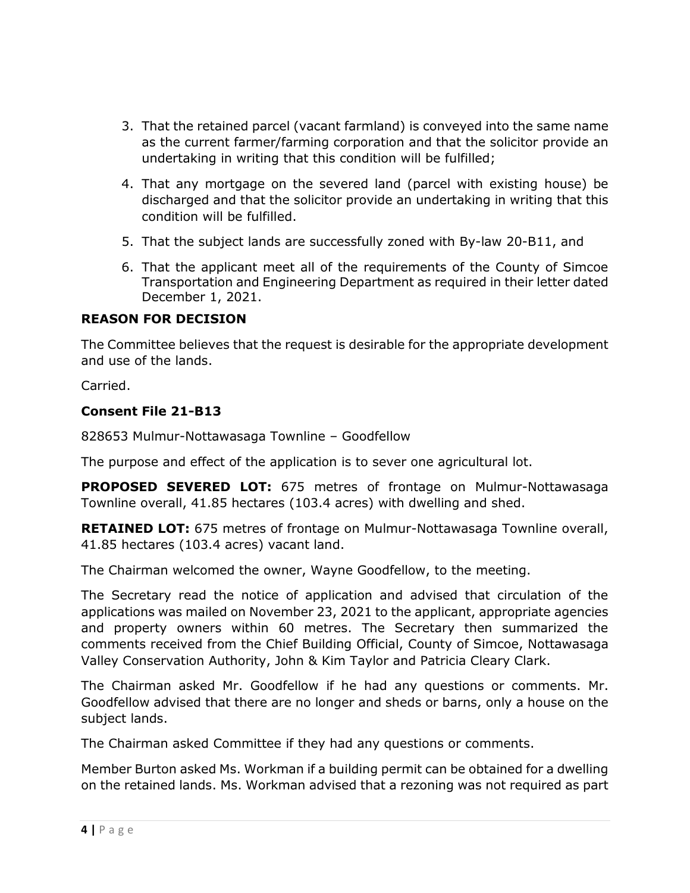3. That the retained parcel (vacant farmland) is conveyed into the same name as the current farmer/farming corporation and that the solicitor provide an undertaking in writing that this condition will be fulfilled;
4. That any mortgage on the severed land (parcel with existing house) be discharged and that the solicitor provide an undertaking in writing that this condition will be fulfilled.
5. That the subject lands are successfully zoned with By-law 20-B11, and
6. That the applicant meet all of the requirements of the County of Simcoe Transportation and Engineering Department as required in their letter dated December 1, 2021.

**REASON FOR DECISION**

The Committee believes that the request is desirable for the appropriate development and use of the lands.

Carried.

**Consent File 21-B13**

828653 Mulmur-Nottawasaga Townline – Goodfellow

The purpose and effect of the application is to sever one agricultural lot.

**PROPOSED SEVERED LOT:** 675 metres of frontage on Mulmur-Nottawasaga Townline overall, 41.85 hectares (103.4 acres) with dwelling and shed.

**RETAINED LOT:** 675 metres of frontage on Mulmur-Nottawasaga Townline overall, 41.85 hectares (103.4 acres) vacant land.

The Chairman welcomed the owner, Wayne Goodfellow, to the meeting.

The Secretary read the notice of application and advised that circulation of the applications was mailed on November 23, 2021 to the applicant, appropriate agencies and property owners within 60 metres. The Secretary then summarized the comments received from the Chief Building Official, County of Simcoe, Nottawasaga Valley Conservation Authority, John & Kim Taylor and Patricia Cleary Clark.

The Chairman asked Mr. Goodfellow if he had any questions or comments. Mr. Goodfellow advised that there are no longer and sheds or barns, only a house on the subject lands.

The Chairman asked Committee if they had any questions or comments.

Member Burton asked Ms. Workman if a building permit can be obtained for a dwelling on the retained lands. Ms. Workman advised that a rezoning was not required as part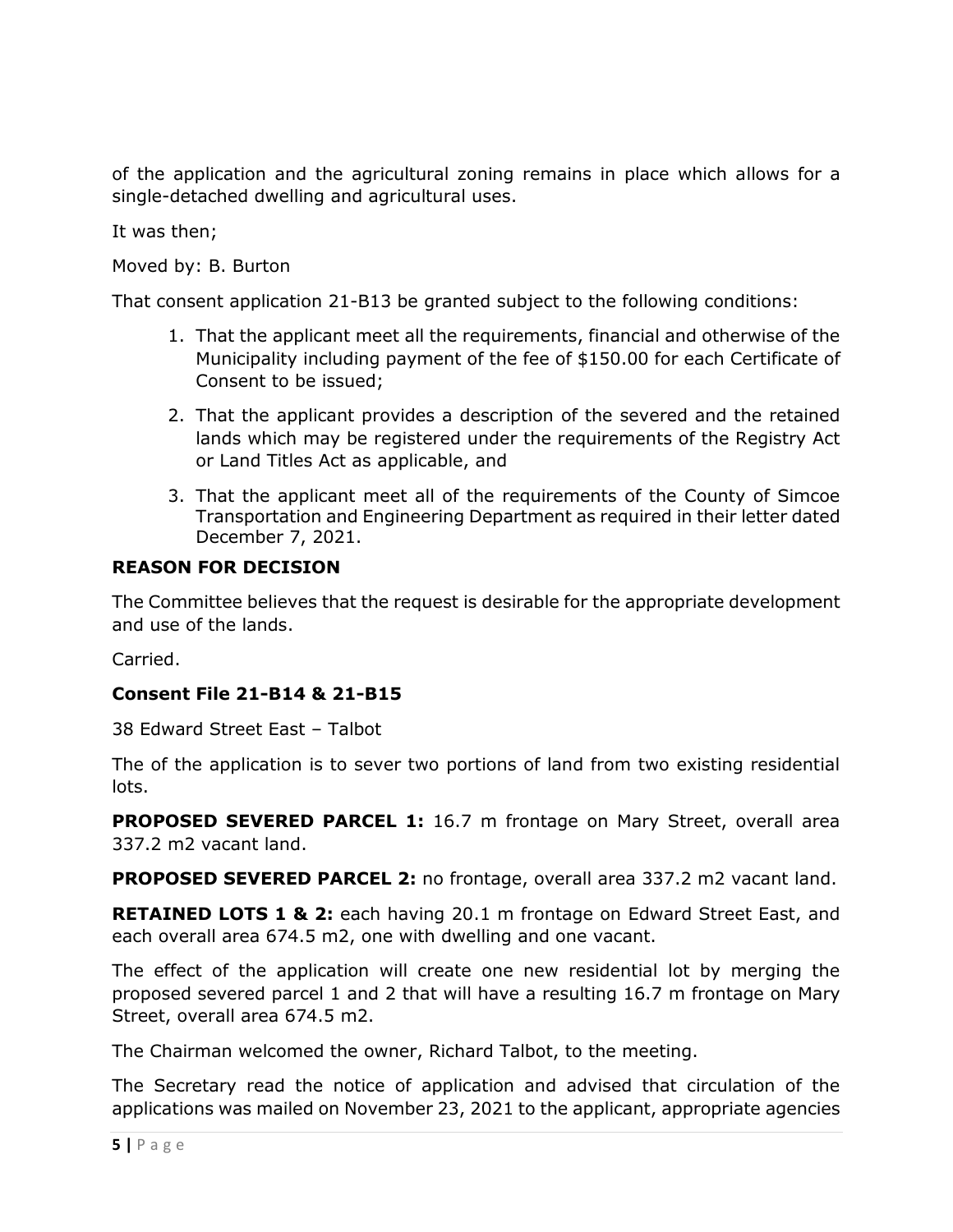of the application and the agricultural zoning remains in place which allows for a single-detached dwelling and agricultural uses.

It was then;

Moved by: B. Burton

That consent application 21-B13 be granted subject to the following conditions:

1. That the applicant meet all the requirements, financial and otherwise of the Municipality including payment of the fee of $150.00 for each Certificate of Consent to be issued;
2. That the applicant provides a description of the severed and the retained lands which may be registered under the requirements of the Registry Act or Land Titles Act as applicable, and
3. That the applicant meet all of the requirements of the County of Simcoe Transportation and Engineering Department as required in their letter dated December 7, 2021.

**REASON FOR DECISION**

The Committee believes that the request is desirable for the appropriate development and use of the lands.

Carried.

**Consent File 21-B14 & 21-B15**

38 Edward Street East – Talbot

The of the application is to sever two portions of land from two existing residential lots.

**PROPOSED SEVERED PARCEL 1:** 16.7 m frontage on Mary Street, overall area 337.2 m2 vacant land.

**PROPOSED SEVERED PARCEL 2:** no frontage, overall area 337.2 m2 vacant land.

**RETAINED LOTS 1 & 2:** each having 20.1 m frontage on Edward Street East, and each overall area 674.5 m2, one with dwelling and one vacant.

The effect of the application will create one new residential lot by merging the proposed severed parcel 1 and 2 that will have a resulting 16.7 m frontage on Mary Street, overall area 674.5 m2.

The Chairman welcomed the owner, Richard Talbot, to the meeting.

The Secretary read the notice of application and advised that circulation of the applications was mailed on November 23, 2021 to the applicant, appropriate agencies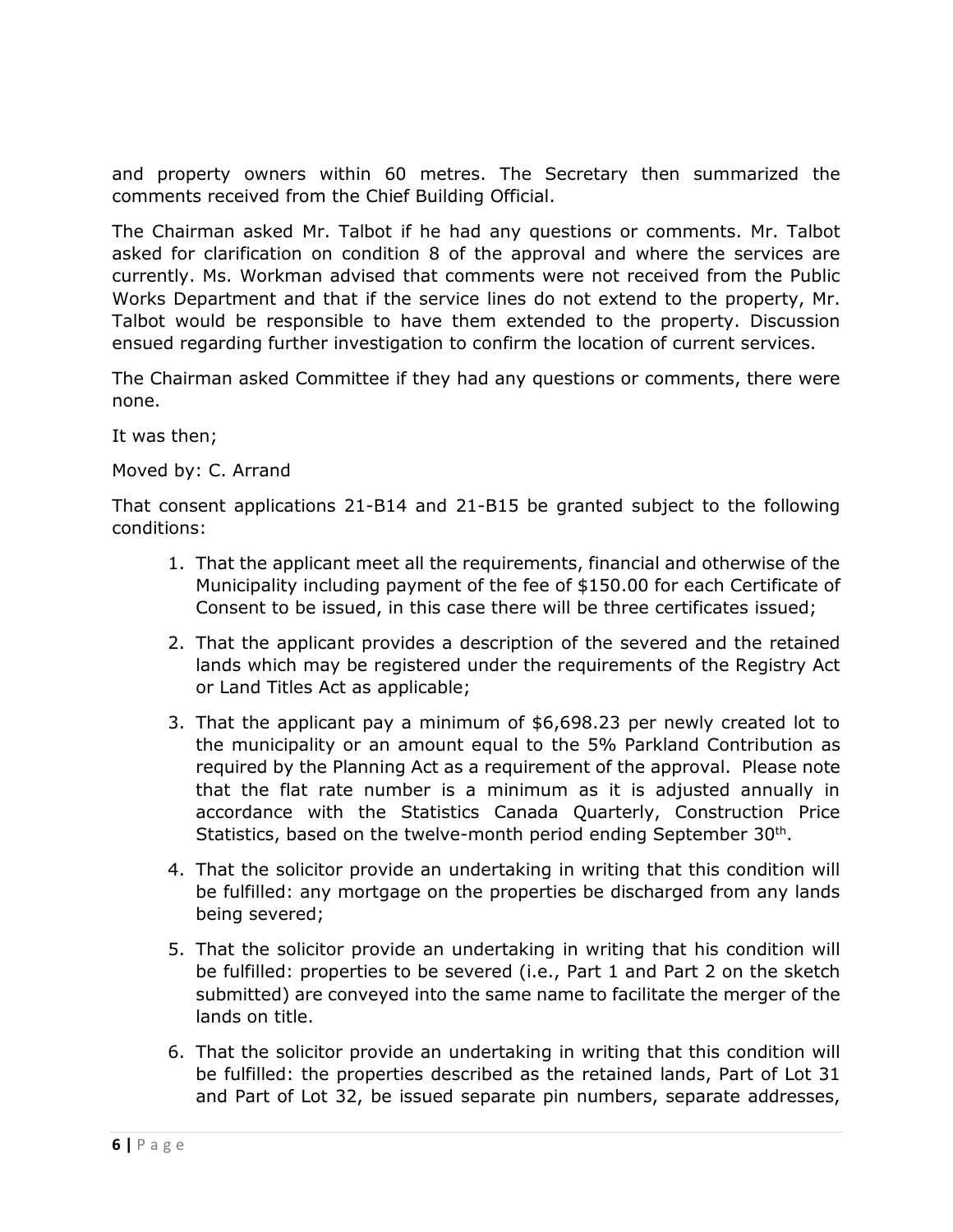and property owners within 60 metres. The Secretary then summarized the comments received from the Chief Building Official.

The Chairman asked Mr. Talbot if he had any questions or comments. Mr. Talbot asked for clarification on condition 8 of the approval and where the services are currently. Ms. Workman advised that comments were not received from the Public Works Department and that if the service lines do not extend to the property, Mr. Talbot would be responsible to have them extended to the property. Discussion ensued regarding further investigation to confirm the location of current services.

The Chairman asked Committee if they had any questions or comments, there were none.

It was then;

Moved by: C. Arrand

That consent applications 21-B14 and 21-B15 be granted subject to the following conditions:

1. That the applicant meet all the requirements, financial and otherwise of the Municipality including payment of the fee of $150.00 for each Certificate of Consent to be issued, in this case there will be three certificates issued;
2. That the applicant provides a description of the severed and the retained lands which may be registered under the requirements of the Registry Act or Land Titles Act as applicable;
3. That the applicant pay a minimum of $6,698.23 per newly created lot to the municipality or an amount equal to the 5% Parkland Contribution as required by the Planning Act as a requirement of the approval. Please note that the flat rate number is a minimum as it is adjusted annually in accordance with the Statistics Canada Quarterly, Construction Price Statistics, based on the twelve-month period ending September 30th.
4. That the solicitor provide an undertaking in writing that this condition will be fulfilled: any mortgage on the properties be discharged from any lands being severed;
5. That the solicitor provide an undertaking in writing that his condition will be fulfilled: properties to be severed (i.e., Part 1 and Part 2 on the sketch submitted) are conveyed into the same name to facilitate the merger of the lands on title.
6. That the solicitor provide an undertaking in writing that this condition will be fulfilled: the properties described as the retained lands, Part of Lot 31 and Part of Lot 32, be issued separate pin numbers, separate addresses,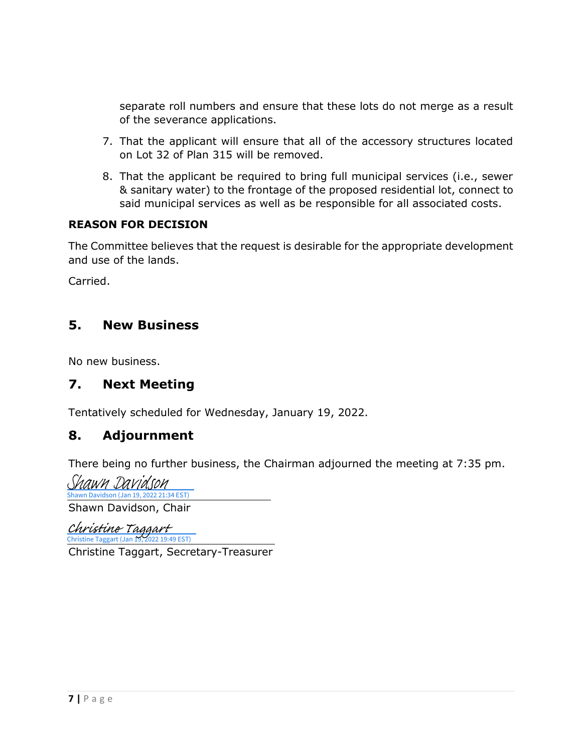separate roll numbers and ensure that these lots do not merge as a result of the severance applications.

7. That the applicant will ensure that all of the accessory structures located on Lot 32 of Plan 315 will be removed.
8. That the applicant be required to bring full municipal services (i.e., sewer & sanitary water) to the frontage of the proposed residential lot, connect to said municipal services as well as be responsible for all associated costs.

**REASON FOR DECISION**

The Committee believes that the request is desirable for the appropriate development and use of the lands.

Carried.

## 5. New Business

No new business.

## 7. Next Meeting

Tentatively scheduled for Wednesday, January 19, 2022.

## 8. Adjournment

There being no further business, the Chairman adjourned the meeting at 7:35 pm.

Shawn Davidson
Shawn Davidson (Jan 19, 2022 21:34 EST)

Shawn Davidson, Chair

Christine Taggart
Christine Taggart (Jan 19, 2022 19:49 EST)

Christine Taggart, Secretary-Treasurer